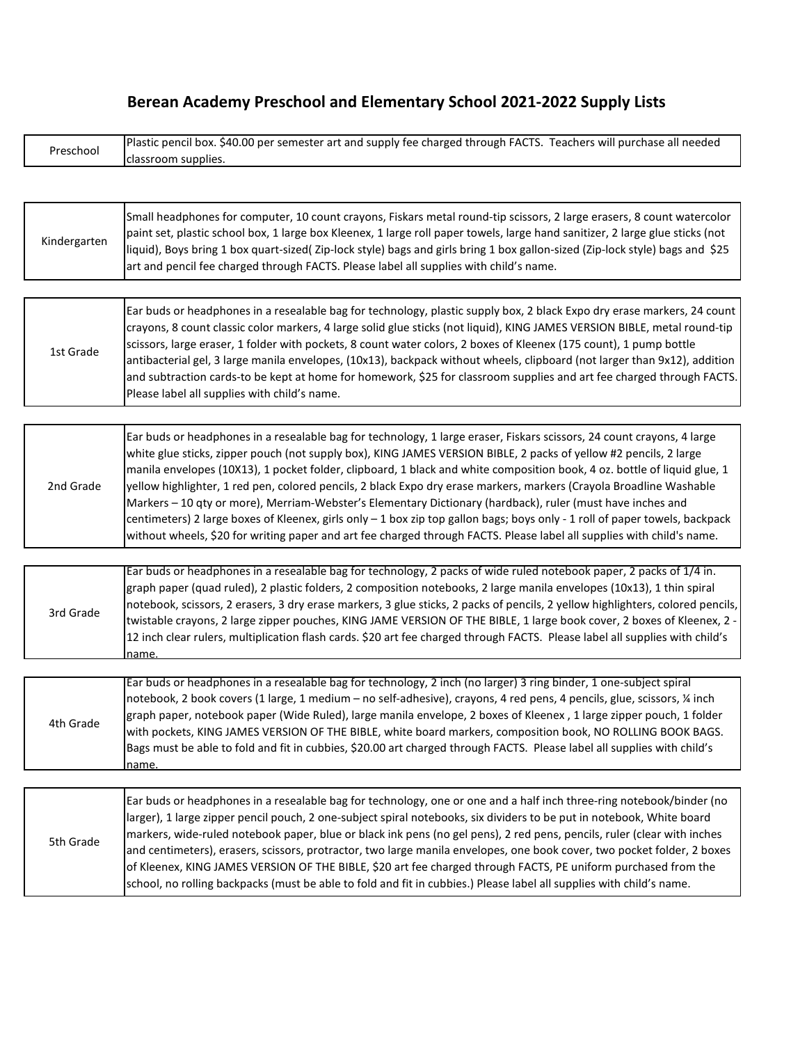# Berean Academy Preschool and Elementary School 2021-2022 Supply Lists

| Grade | Supplies |
| --- | --- |
| Preschool | Plastic pencil box. $40.00 per semester art and supply fee charged through FACTS. Teachers will purchase all needed classroom supplies. |
| Kindergarten | Small headphones for computer, 10 count crayons, Fiskars metal round-tip scissors, 2 large erasers, 8 count watercolor paint set, plastic school box, 1 large box Kleenex, 1 large roll paper towels, large hand sanitizer, 2 large glue sticks (not liquid), Boys bring 1 box quart-sized( Zip-lock style) bags and girls bring 1 box gallon-sized (Zip-lock style) bags and $25 art and pencil fee charged through FACTS. Please label all supplies with child's name. |
| 1st Grade | Ear buds or headphones in a resealable bag for technology, plastic supply box, 2 black Expo dry erase markers, 24 count crayons, 8 count classic color markers, 4 large solid glue sticks (not liquid), KING JAMES VERSION BIBLE, metal round-tip scissors, large eraser, 1 folder with pockets, 8 count water colors, 2 boxes of Kleenex (175 count), 1 pump bottle antibacterial gel, 3 large manila envelopes, (10x13), backpack without wheels, clipboard (not larger than 9x12), addition and subtraction cards-to be kept at home for homework, $25 for classroom supplies and art fee charged through FACTS. Please label all supplies with child's name. |
| 2nd Grade | Ear buds or headphones in a resealable bag for technology, 1 large eraser, Fiskars scissors, 24 count crayons, 4 large white glue sticks, zipper pouch (not supply box), KING JAMES VERSION BIBLE, 2 packs of yellow #2 pencils, 2 large manila envelopes (10X13), 1 pocket folder, clipboard, 1 black and white composition book, 4 oz. bottle of liquid glue, 1 yellow highlighter, 1 red pen, colored pencils, 2 black Expo dry erase markers, markers (Crayola Broadline Washable Markers – 10 qty or more), Merriam-Webster's Elementary Dictionary (hardback), ruler (must have inches and centimeters) 2 large boxes of Kleenex, girls only – 1 box zip top gallon bags; boys only - 1 roll of paper towels, backpack without wheels, $20 for writing paper and art fee charged through FACTS. Please label all supplies with child's name. |
| 3rd Grade | Ear buds or headphones in a resealable bag for technology, 2 packs of wide ruled notebook paper, 2 packs of 1/4 in. graph paper (quad ruled), 2 plastic folders, 2 composition notebooks, 2 large manila envelopes (10x13), 1 thin spiral notebook, scissors, 2 erasers, 3 dry erase markers, 3 glue sticks, 2 packs of pencils, 2 yellow highlighters, colored pencils, twistable crayons, 2 large zipper pouches, KING JAME VERSION OF THE BIBLE, 1 large book cover, 2 boxes of Kleenex, 2 - 12 inch clear rulers, multiplication flash cards. $20 art fee charged through FACTS. Please label all supplies with child's name. |
| 4th Grade | Ear buds or headphones in a resealable bag for technology, 2 inch (no larger) 3 ring binder, 1 one-subject spiral notebook, 2 book covers (1 large, 1 medium – no self-adhesive), crayons, 4 red pens, 4 pencils, glue, scissors, ¼ inch graph paper, notebook paper (Wide Ruled), large manila envelope, 2 boxes of Kleenex , 1 large zipper pouch, 1 folder with pockets, KING JAMES VERSION OF THE BIBLE, white board markers, composition book, NO ROLLING BOOK BAGS. Bags must be able to fold and fit in cubbies, $20.00 art charged through FACTS. Please label all supplies with child's name. |
| 5th Grade | Ear buds or headphones in a resealable bag for technology, one or one and a half inch three-ring notebook/binder (no larger), 1 large zipper pencil pouch, 2 one-subject spiral notebooks, six dividers to be put in notebook, White board markers, wide-ruled notebook paper, blue or black ink pens (no gel pens), 2 red pens, pencils, ruler (clear with inches and centimeters), erasers, scissors, protractor, two large manila envelopes, one book cover, two pocket folder, 2 boxes of Kleenex, KING JAMES VERSION OF THE BIBLE, $20 art fee charged through FACTS, PE uniform purchased from the school, no rolling backpacks (must be able to fold and fit in cubbies.) Please label all supplies with child's name. |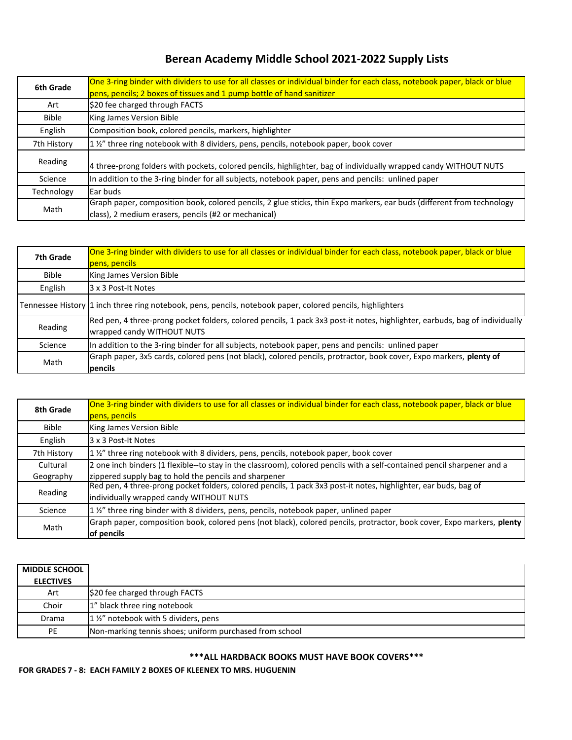# Berean Academy Middle School 2021-2022 Supply Lists

| 6th Grade | One 3-ring binder with dividers to use for all classes or individual binder for each class, notebook paper, black or blue pens, pencils; 2 boxes of tissues and 1 pump bottle of hand sanitizer |
|---|---|
| Art | $20 fee charged through FACTS |
| Bible | King James Version Bible |
| English | Composition book, colored pencils, markers, highlighter |
| 7th History | 1 ½" three ring notebook with 8 dividers, pens, pencils, notebook paper, book cover |
| Reading | 4 three-prong folders with pockets, colored pencils, highlighter, bag of individually wrapped candy WITHOUT NUTS |
| Science | In addition to the 3-ring binder for all subjects, notebook paper, pens and pencils: unlined paper |
| Technology | Ear buds |
| Math | Graph paper, composition book, colored pencils, 2 glue sticks, thin Expo markers, ear buds (different from technology class), 2 medium erasers, pencils (#2 or mechanical) |

| 7th Grade | One 3-ring binder with dividers to use for all classes or individual binder for each class, notebook paper, black or blue pens, pencils |
|---|---|
| Bible | King James Version Bible |
| English | 3 x 3 Post-It Notes |
| Tennessee History | 1 inch three ring notebook, pens, pencils, notebook paper, colored pencils, highlighters |
| Reading | Red pen, 4 three-prong pocket folders, colored pencils, 1 pack 3x3 post-it notes, highlighter, earbuds, bag of individually wrapped candy WITHOUT NUTS |
| Science | In addition to the 3-ring binder for all subjects, notebook paper, pens and pencils: unlined paper |
| Math | Graph paper, 3x5 cards, colored pens (not black), colored pencils, protractor, book cover, Expo markers, **plenty of pencils** |

| 8th Grade | One 3-ring binder with dividers to use for all classes or individual binder for each class, notebook paper, black or blue pens, pencils |
|---|---|
| Bible | King James Version Bible |
| English | 3 x 3 Post-It Notes |
| 7th History | 1 ½" three ring notebook with 8 dividers, pens, pencils, notebook paper, book cover |
| Cultural Geography | 2 one inch binders (1 flexible--to stay in the classroom), colored pencils with a self-contained pencil sharpener and a zippered supply bag to hold the pencils and sharpener |
| Reading | Red pen, 4 three-prong pocket folders, colored pencils, 1 pack 3x3 post-it notes, highlighter, ear buds, bag of individually wrapped candy WITHOUT NUTS |
| Science | 1 ½" three ring binder with 8 dividers, pens, pencils, notebook paper, unlined paper |
| Math | Graph paper, composition book, colored pens (not black), colored pencils, protractor, book cover, Expo markers, **plenty of pencils** |

| MIDDLE SCHOOL ELECTIVES | |
|---|---|
| Art | $20 fee charged through FACTS |
| Choir | 1" black three ring notebook |
| Drama | 1 ½" notebook with 5 dividers, pens |
| PE | Non-marking tennis shoes; uniform purchased from school |

**\*\*\*ALL HARDBACK BOOKS MUST HAVE BOOK COVERS\*\*\***

**FOR GRADES 7 - 8: EACH FAMILY 2 BOXES OF KLEENEX TO MRS. HUGUENIN**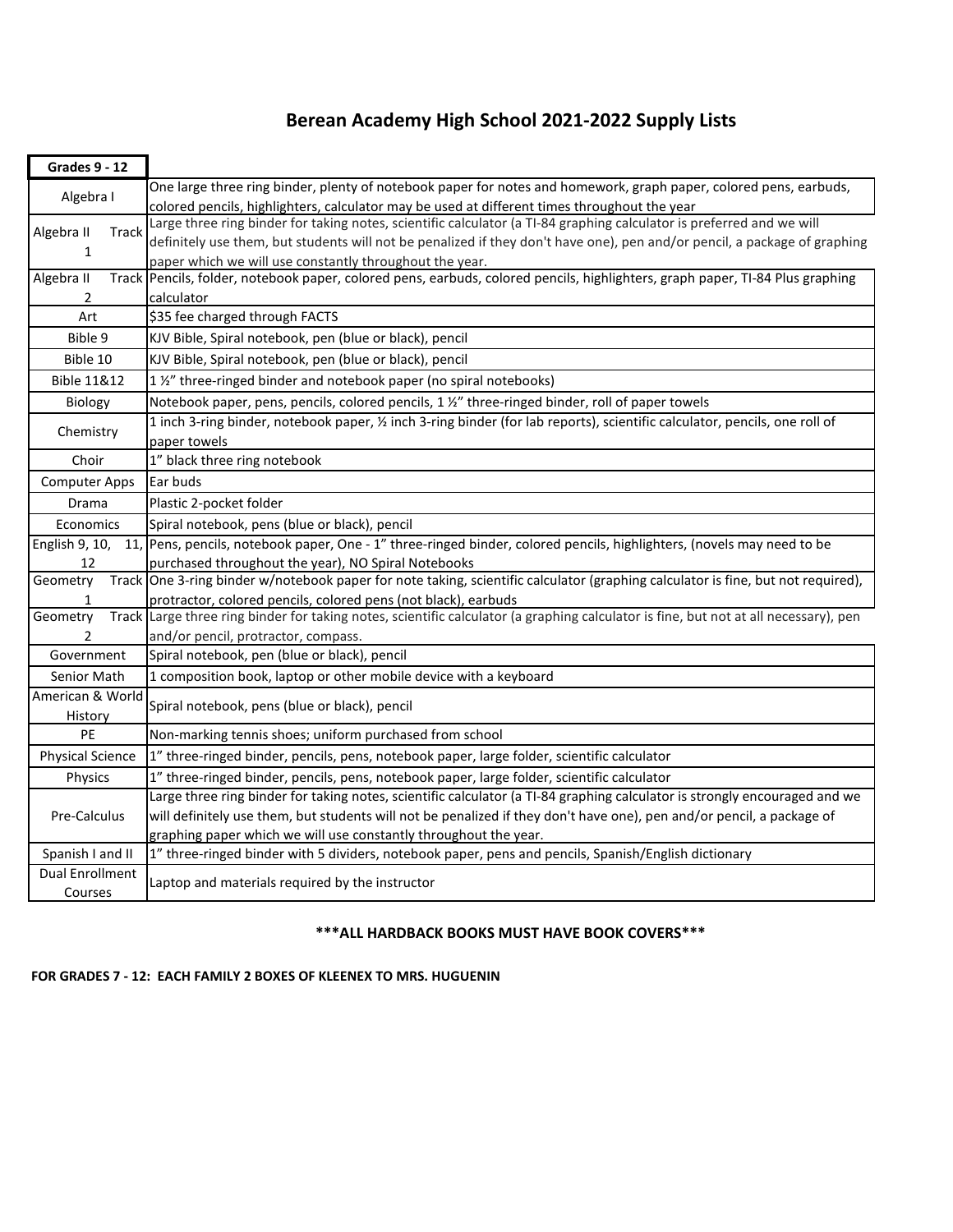# Berean Academy High School 2021-2022 Supply Lists

| Grades 9 - 12 | |
|---|---|
| Algebra I | One large three ring binder, plenty of notebook paper for notes and homework, graph paper, colored pens, earbuds, colored pencils, highlighters, calculator may be used at different times throughout the year |
| Algebra II Track 1 | Large three ring binder for taking notes, scientific calculator (a TI-84 graphing calculator is preferred and we will definitely use them, but students will not be penalized if they don't have one), pen and/or pencil, a package of graphing paper which we will use constantly throughout the year. |
| Algebra II Track 2 | Pencils, folder, notebook paper, colored pens, earbuds, colored pencils, highlighters, graph paper, TI-84 Plus graphing calculator |
| Art | $35 fee charged through FACTS |
| Bible 9 | KJV Bible, Spiral notebook, pen (blue or black), pencil |
| Bible 10 | KJV Bible, Spiral notebook, pen (blue or black), pencil |
| Bible 11&12 | 1 ½" three-ringed binder and notebook paper (no spiral notebooks) |
| Biology | Notebook paper, pens, pencils, colored pencils, 1 ½" three-ringed binder, roll of paper towels |
| Chemistry | 1 inch 3-ring binder, notebook paper, ½ inch 3-ring binder (for lab reports), scientific calculator, pencils, one roll of paper towels |
| Choir | 1" black three ring notebook |
| Computer Apps | Ear buds |
| Drama | Plastic 2-pocket folder |
| Economics | Spiral notebook, pens (blue or black), pencil |
| English 9, 10, 11, 12 | Pens, pencils, notebook paper, One - 1" three-ringed binder, colored pencils, highlighters, (novels may need to be purchased throughout the year), NO Spiral Notebooks |
| Geometry Track 1 | One 3-ring binder w/notebook paper for note taking, scientific calculator (graphing calculator is fine, but not required), protractor, colored pencils, colored pens (not black), earbuds |
| Geometry Track 2 | Large three ring binder for taking notes, scientific calculator (a graphing calculator is fine, but not at all necessary), pen and/or pencil, protractor, compass. |
| Government | Spiral notebook, pen (blue or black), pencil |
| Senior Math | 1 composition book, laptop or other mobile device with a keyboard |
| American & World History | Spiral notebook, pens (blue or black), pencil |
| PE | Non-marking tennis shoes; uniform purchased from school |
| Physical Science | 1" three-ringed binder, pencils, pens, notebook paper, large folder, scientific calculator |
| Physics | 1" three-ringed binder, pencils, pens, notebook paper, large folder, scientific calculator |
| Pre-Calculus | Large three ring binder for taking notes, scientific calculator (a TI-84 graphing calculator is strongly encouraged and we will definitely use them, but students will not be penalized if they don't have one), pen and/or pencil, a package of graphing paper which we will use constantly throughout the year. |
| Spanish I and II | 1" three-ringed binder with 5 dividers, notebook paper, pens and pencils, Spanish/English dictionary |
| Dual Enrollment Courses | Laptop and materials required by the instructor |

**\*\*\*ALL HARDBACK BOOKS MUST HAVE BOOK COVERS\*\*\***

**FOR GRADES 7 - 12: EACH FAMILY 2 BOXES OF KLEENEX TO MRS. HUGUENIN**